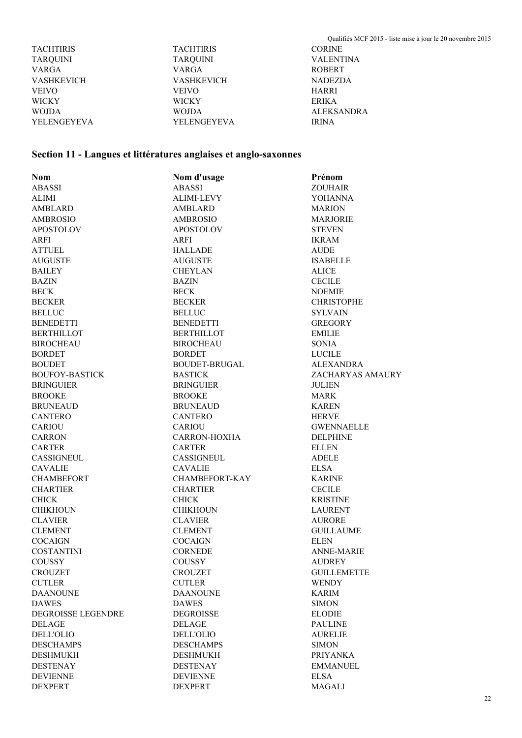| | | |
|---|---|---|
| TACHTIRIS | TACHTIRIS | CORINE |
| TARQUINI | TARQUINI | VALENTINA |
| VARGA | VARGA | ROBERT |
| VASHKEVICH | VASHKEVICH | NADEZDA |
| VEIVO | VEIVO | HARRI |
| WICKY | WICKY | ERIKA |
| WOJDA | WOJDA | ALEKSANDRA |
| YELENGEYEVA | YELENGEYEVA | IRINA |

## Section 11 - Langues et littératures anglaises et anglo-saxonnes

| Nom | Nom d'usage | Prénom |
|---|---|---|
| ABASSI | ABASSI | ZOUHAIR |
| ALIMI | ALIMI-LEVY | YOHANNA |
| AMBLARD | AMBLARD | MARION |
| AMBROSIO | AMBROSIO | MARJORIE |
| APOSTOLOV | APOSTOLOV | STEVEN |
| ARFI | ARFI | IKRAM |
| ATTUEL | HALLADE | AUDE |
| AUGUSTE | AUGUSTE | ISABELLE |
| BAILEY | CHEYLAN | ALICE |
| BAZIN | BAZIN | CECILE |
| BECK | BECK | NOEMIE |
| BECKER | BECKER | CHRISTOPHE |
| BELLUC | BELLUC | SYLVAIN |
| BENEDETTI | BENEDETTI | GREGORY |
| BERTHILLOT | BERTHILLOT | EMILIE |
| BIROCHEAU | BIROCHEAU | SONIA |
| BORDET | BORDET | LUCILE |
| BOUDET | BOUDET-BRUGAL | ALEXANDRA |
| BOUFOY-BASTICK | BASTICK | ZACHARYAS AMAURY |
| BRINGUIER | BRINGUIER | JULIEN |
| BROOKE | BROOKE | MARK |
| BRUNEAUD | BRUNEAUD | KAREN |
| CANTERO | CANTERO | HERVE |
| CARIOU | CARIOU | GWENNAELLE |
| CARRON | CARRON-HOXHA | DELPHINE |
| CARTER | CARTER | ELLEN |
| CASSIGNEUL | CASSIGNEUL | ADELE |
| CAVALIE | CAVALIE | ELSA |
| CHAMBEFORT | CHAMBEFORT-KAY | KARINE |
| CHARTIER | CHARTIER | CECILE |
| CHICK | CHICK | KRISTINE |
| CHIKHOUN | CHIKHOUN | LAURENT |
| CLAVIER | CLAVIER | AURORE |
| CLEMENT | CLEMENT | GUILLAUME |
| COCAIGN | COCAIGN | ELEN |
| COSTANTINI | CORNEDE | ANNE-MARIE |
| COUSSY | COUSSY | AUDREY |
| CROUZET | CROUZET | GUILLEMETTE |
| CUTLER | CUTLER | WENDY |
| DAANOUNE | DAANOUNE | KARIM |
| DAWES | DAWES | SIMON |
| DEGROISSE LEGENDRE | DEGROISSE | ELODIE |
| DELAGE | DELAGE | PAULINE |
| DELL'OLIO | DELL'OLIO | AURELIE |
| DESCHAMPS | DESCHAMPS | SIMON |
| DESHMUKH | DESHMUKH | PRIYANKA |
| DESTENAY | DESTENAY | EMMANUEL |
| DEVIENNE | DEVIENNE | ELSA |
| DEXPERT | DEXPERT | MAGALI |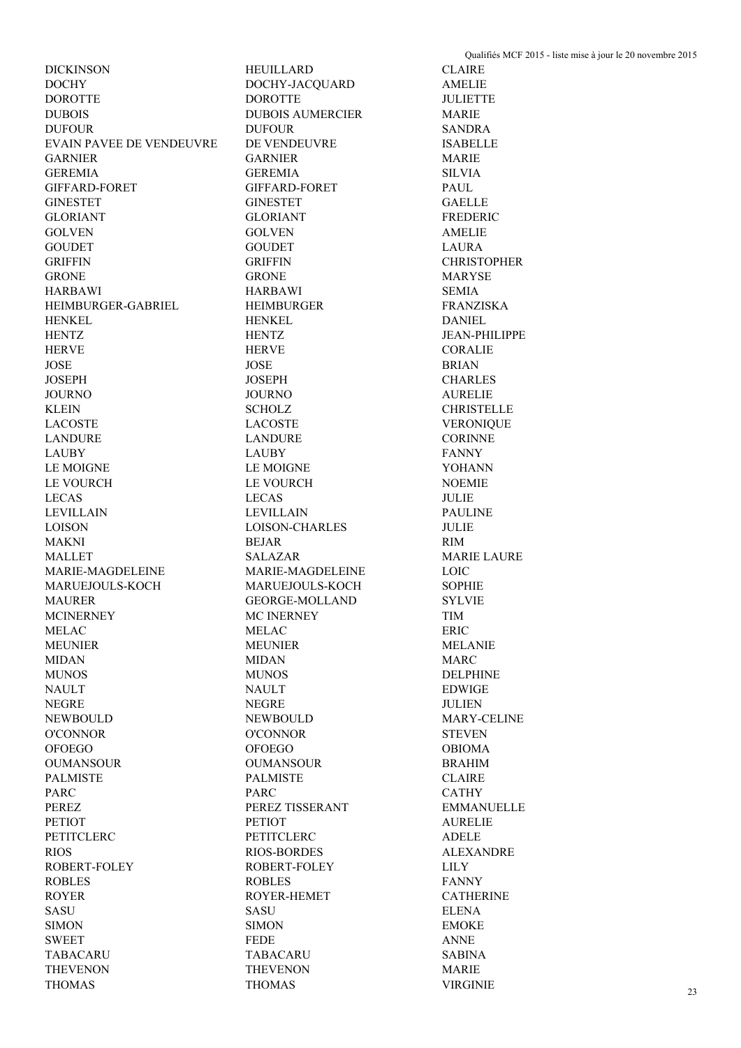| | | |
|---|---|---|
| DICKINSON | HEUILLARD | CLAIRE |
| DOCHY | DOCHY-JACQUARD | AMELIE |
| DOROTTE | DOROTTE | JULIETTE |
| DUBOIS | DUBOIS AUMERCIER | MARIE |
| DUFOUR | DUFOUR | SANDRA |
| EVAIN PAVEE DE VENDEUVRE | DE VENDEUVRE | ISABELLE |
| GARNIER | GARNIER | MARIE |
| GEREMIA | GEREMIA | SILVIA |
| GIFFARD-FORET | GIFFARD-FORET | PAUL |
| GINESTET | GINESTET | GAELLE |
| GLORIANT | GLORIANT | FREDERIC |
| GOLVEN | GOLVEN | AMELIE |
| GOUDET | GOUDET | LAURA |
| GRIFFIN | GRIFFIN | CHRISTOPHER |
| GRONE | GRONE | MARYSE |
| HARBAWI | HARBAWI | SEMIA |
| HEIMBURGER-GABRIEL | HEIMBURGER | FRANZISKA |
| HENKEL | HENKEL | DANIEL |
| HENTZ | HENTZ | JEAN-PHILIPPE |
| HERVE | HERVE | CORALIE |
| JOSE | JOSE | BRIAN |
| JOSEPH | JOSEPH | CHARLES |
| JOURNO | JOURNO | AURELIE |
| KLEIN | SCHOLZ | CHRISTELLE |
| LACOSTE | LACOSTE | VERONIQUE |
| LANDURE | LANDURE | CORINNE |
| LAUBY | LAUBY | FANNY |
| LE MOIGNE | LE MOIGNE | YOHANN |
| LE VOURCH | LE VOURCH | NOEMIE |
| LECAS | LECAS | JULIE |
| LEVILLAIN | LEVILLAIN | PAULINE |
| LOISON | LOISON-CHARLES | JULIE |
| MAKNI | BEJAR | RIM |
| MALLET | SALAZAR | MARIE LAURE |
| MARIE-MAGDELEINE | MARIE-MAGDELEINE | LOIC |
| MARUEJOULS-KOCH | MARUEJOULS-KOCH | SOPHIE |
| MAURER | GEORGE-MOLLAND | SYLVIE |
| MCINERNEY | MC INERNEY | TIM |
| MELAC | MELAC | ERIC |
| MEUNIER | MEUNIER | MELANIE |
| MIDAN | MIDAN | MARC |
| MUNOS | MUNOS | DELPHINE |
| NAULT | NAULT | EDWIGE |
| NEGRE | NEGRE | JULIEN |
| NEWBOULD | NEWBOULD | MARY-CELINE |
| O'CONNOR | O'CONNOR | STEVEN |
| OFOEGO | OFOEGO | OBIOMA |
| OUMANSOUR | OUMANSOUR | BRAHIM |
| PALMISTE | PALMISTE | CLAIRE |
| PARC | PARC | CATHY |
| PEREZ | PEREZ TISSERANT | EMMANUELLE |
| PETIOT | PETIOT | AURELIE |
| PETITCLERC | PETITCLERC | ADELE |
| RIOS | RIOS-BORDES | ALEXANDRE |
| ROBERT-FOLEY | ROBERT-FOLEY | LILY |
| ROBLES | ROBLES | FANNY |
| ROYER | ROYER-HEMET | CATHERINE |
| SASU | SASU | ELENA |
| SIMON | SIMON | EMOKE |
| SWEET | FEDE | ANNE |
| TABACARU | TABACARU | SABINA |
| THEVENON | THEVENON | MARIE |
| THOMAS | THOMAS | VIRGINIE |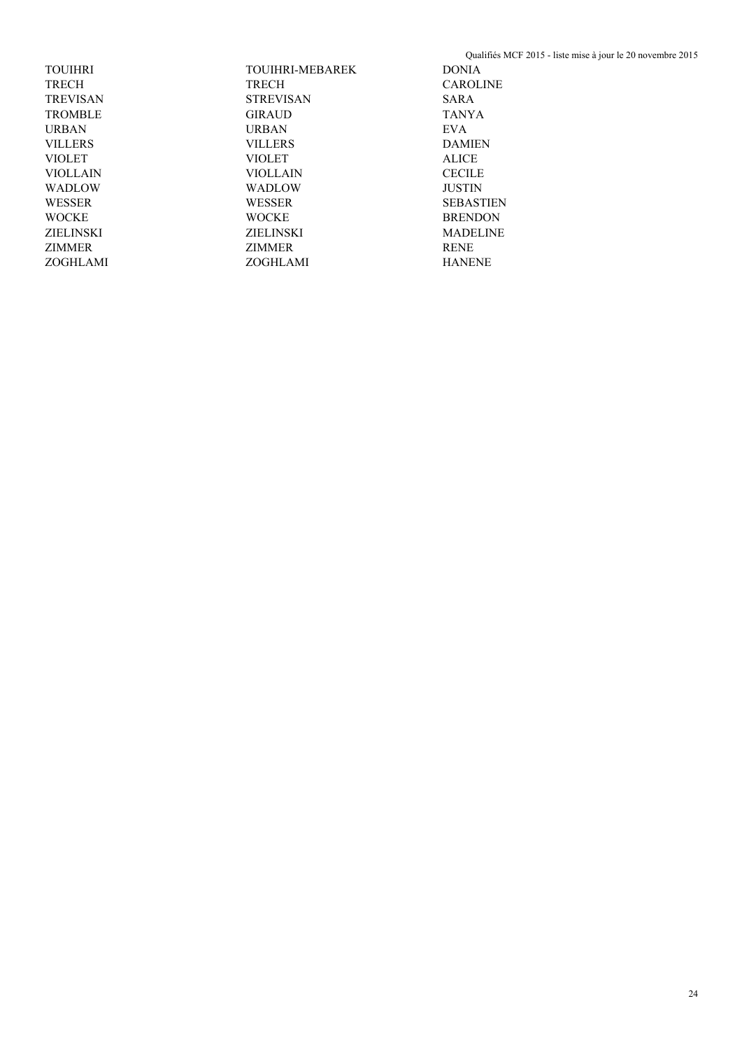| | | |
|---|---|---|
| TOUIHRI | TOUIHRI-MEBAREK | DONIA |
| TRECH | TRECH | CAROLINE |
| TREVISAN | STREVISAN | SARA |
| TROMBLE | GIRAUD | TANYA |
| URBAN | URBAN | EVA |
| VILLERS | VILLERS | DAMIEN |
| VIOLET | VIOLET | ALICE |
| VIOLLAIN | VIOLLAIN | CECILE |
| WADLOW | WADLOW | JUSTIN |
| WESSER | WESSER | SEBASTIEN |
| WOCKE | WOCKE | BRENDON |
| ZIELINSKI | ZIELINSKI | MADELINE |
| ZIMMER | ZIMMER | RENE |
| ZOGHLAMI | ZOGHLAMI | HANENE |